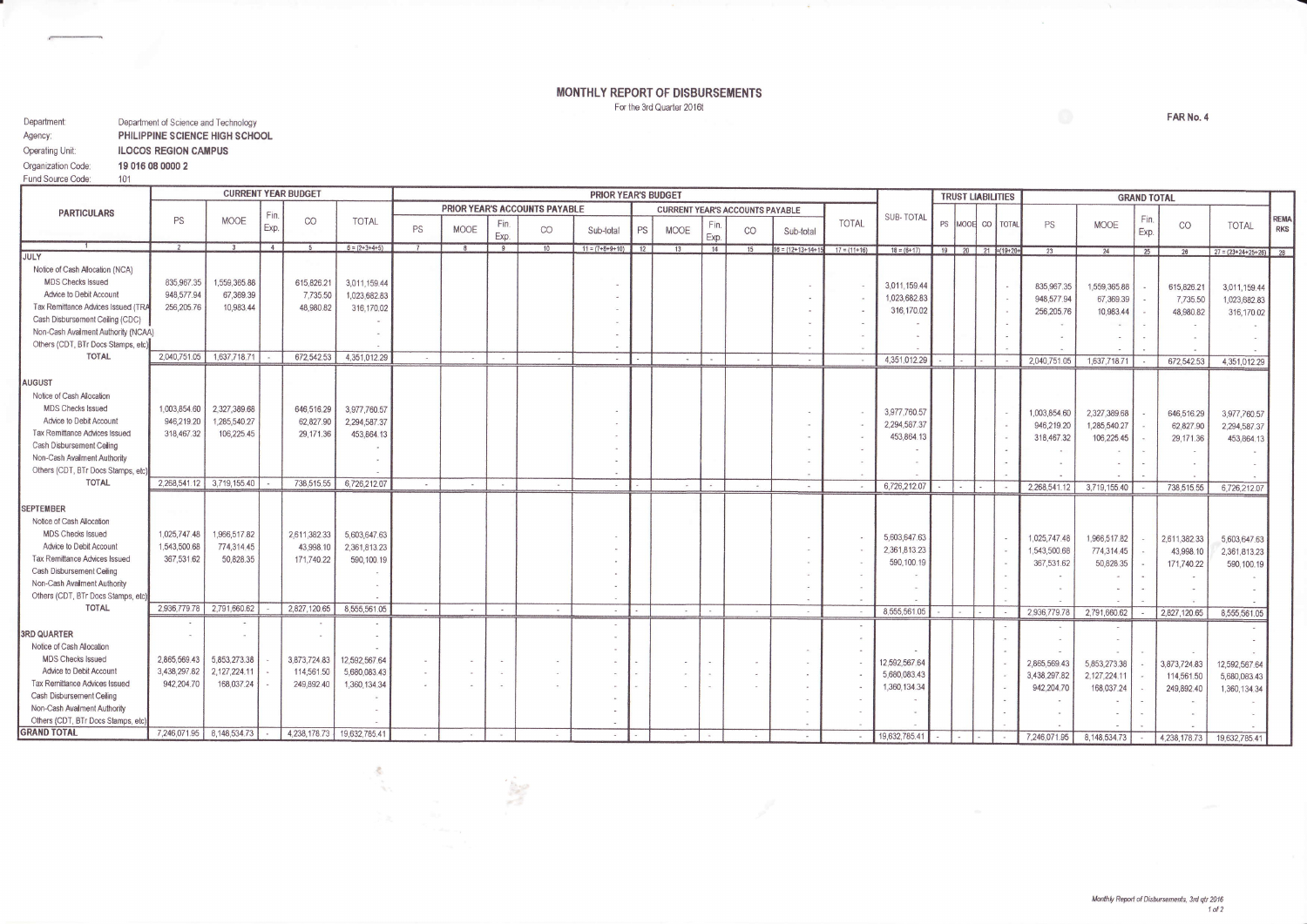# MONTHLY REPORT OF DISBURSEMENTS

For the 3rd Quarter 2016

**FAR No. 4**

Department: Department of Science and Technology
Agency: **PHILIPPINE SCIENCE HIGH SCHOOL**
Operating Unit: **ILOCOS REGION CAMPUS**
Organization Code: **19 016 08 0000 2**
Fund Source Code: 101

| PARTICULARS | CURRENT YEAR BUDGET | | | | | PRIOR YEAR'S BUDGET | | | | | | | | | | | SUB-TOTAL | TRUST LIABILITIES | | | | GRAND TOTAL | | | | | REMARKS |
|---|---|---|---|---|---|---|---|---|---|---|---|---|---|---|---|---|---|---|---|---|---|---|---|---|---|---|---|
| | PS | MOOE | Fin. Exp. | CO | TOTAL | PRIOR YEAR'S ACCOUNTS PAYABLE | | | | | CURRENT YEAR'S ACCOUNTS PAYABLE | | | | | TOTAL | | PS | MOOE | CO | TOTAL | PS | MOOE | Fin. Exp. | CO | TOTAL | |
| | | | | | | PS | MOOE | Fin. Exp. | CO | Sub-total | PS | MOOE | Fin. Exp. | CO | Sub-total | | | | | | | | | | | | |
| 1 | 2 | 3 | 4 | 5 | 6 = (2+3+4+5) | 7 | 8 | 9 | 10 | 11 = (7+8+9+10) | 12 | 13 | 14 | 15 | 16 = (12+13+14+15) | 17 = (11+16) | 18 = (6+17) | 19 | 20 | 21 | 22 = (19+20+21) | 23 | 24 | 25 | 26 | 27 = (23+24+25+26) | 28 |
| **JULY** | | | | | | | | | | | | | | | | | | | | | | | | | | | |
| Notice of Cash Allocation (NCA) | | | | | | | | | | | | | | | | | | | | | | | | | | | |
| MDS Checks Issued | 835,967.35 | 1,559,365.88 | | 615,626.21 | 3,011,159.44 | | | | | - | | | | | - | - | 3,011,159.44 | | | | - | 835,967.35 | 1,559,365.88 | - | 615,626.21 | 3,011,159.44 | |
| Advice to Debit Account | 948,577.94 | 67,369.39 | | 7,735.50 | 1,023,682.83 | | | | | - | | | | | - | - | 1,023,682.83 | | | | - | 948,577.94 | 67,369.39 | - | 7,735.50 | 1,023,682.83 | |
| Tax Remittance Advices Issued (TRA) | 256,205.76 | 10,983.44 | | 48,980.82 | 316,170.02 | | | | | - | | | | | - | - | 316,170.02 | | | | - | 256,205.76 | 10,983.44 | - | 48,980.82 | 316,170.02 | |
| Cash Disbursement Ceiling (CDC) | | | | | - | | | | | - | | | | | - | - | - | | | | - | - | - | - | - | - | |
| Non-Cash Availment Authority (NCAA) | | | | | - | | | | | - | | | | | - | - | - | | | | - | - | - | - | - | - | |
| Others (CDT, BTr Docs Stamps, etc) | | | | | - | | | | | - | | | | | - | - | - | | | | - | - | - | - | - | - | |
| TOTAL | 2,040,751.05 | 1,637,718.71 | - | 672,542.53 | 4,351,012.29 | - | - | - | - | - | - | - | - | - | - | - | 4,351,012.29 | - | - | - | - | 2,040,751.05 | 1,637,718.71 | - | 672,542.53 | 4,351,012.29 | |
| **AUGUST** | | | | | | | | | | | | | | | | | | | | | | | | | | | |
| Notice of Cash Allocation | | | | | | | | | | | | | | | | | | | | | | | | | | | |
| MDS Checks Issued | 1,003,854.60 | 2,327,389.68 | | 646,516.29 | 3,977,760.57 | | | | | - | | | | | - | - | 3,977,760.57 | | | | - | 1,003,854.60 | 2,327,389.68 | - | 646,516.29 | 3,977,760.57 | |
| Advice to Debit Account | 946,219.20 | 1,285,540.27 | | 62,827.90 | 2,294,587.37 | | | | | - | | | | | - | - | 2,294,587.37 | | | | - | 946,219.20 | 1,285,540.27 | - | 62,827.90 | 2,294,587.37 | |
| Tax Remittance Advices Issued | 318,467.32 | 106,225.45 | | 29,171.36 | 453,864.13 | | | | | - | | | | | - | - | 453,864.13 | | | | - | 318,467.32 | 106,225.45 | - | 29,171.36 | 453,864.13 | |
| Cash Disbursement Ceiling | | | | | - | | | | | - | | | | | - | - | - | | | | - | - | - | - | - | - | |
| Non-Cash Availment Authority | | | | | - | | | | | - | | | | | - | - | - | | | | - | - | - | - | - | - | |
| Others (CDT, BTr Docs Stamps, etc) | | | | | - | | | | | - | | | | | - | - | - | | | | - | - | - | - | - | - | |
| TOTAL | 2,268,541.12 | 3,719,155.40 | - | 738,515.55 | 6,726,212.07 | - | - | - | - | - | - | - | - | - | - | - | 6,726,212.07 | - | - | - | - | 2,268,541.12 | 3,719,155.40 | - | 738,515.55 | 6,726,212.07 | |
| **SEPTEMBER** | | | | | | | | | | | | | | | | | | | | | | | | | | | |
| Notice of Cash Allocation | | | | | | | | | | | | | | | | | | | | | | | | | | | |
| MDS Checks Issued | 1,025,747.48 | 1,966,517.82 | | 2,611,382.33 | 5,603,647.63 | | | | | - | | | | | - | - | 5,603,647.63 | | | | - | 1,025,747.48 | 1,966,517.82 | - | 2,611,382.33 | 5,603,647.63 | |
| Advice to Debit Account | 1,543,500.68 | 774,314.45 | | 43,998.10 | 2,361,813.23 | | | | | - | | | | | - | - | 2,361,813.23 | | | | - | 1,543,500.68 | 774,314.45 | - | 43,998.10 | 2,361,813.23 | |
| Tax Remittance Advices Issued | 367,531.62 | 50,828.35 | | 171,740.22 | 590,100.19 | | | | | - | | | | | - | - | 590,100.19 | | | | - | 367,531.62 | 50,828.35 | - | 171,740.22 | 590,100.19 | |
| Cash Disbursement Ceiling | | | | | - | | | | | - | | | | | - | - | - | | | | - | - | - | - | - | - | |
| Non-Cash Availment Authority | | | | | - | | | | | - | | | | | - | - | - | | | | - | - | - | - | - | - | |
| Others (CDT, BTr Docs Stamps, etc) | | | | | - | | | | | - | | | | | - | - | - | | | | - | - | - | - | - | - | |
| TOTAL | 2,936,779.78 | 2,791,660.62 | - | 2,827,120.65 | 8,555,561.05 | - | - | - | - | - | - | - | - | - | - | - | 8,555,561.05 | - | - | - | - | 2,936,779.78 | 2,791,660.62 | - | 2,827,120.65 | 8,555,561.05 | |
| **3RD QUARTER** | - | - | | - | - | | | | | - | | | | | - | - | | | | | - | - | - | - | - | - | |
| Notice of Cash Allocation | | | | | - | | | | | - | | | | | - | - | - | | | | - | - | - | - | - | - | |
| MDS Checks Issued | 2,865,569.43 | 5,853,273.38 | - | 3,873,724.83 | 12,592,567.64 | - | - | - | - | - | - | - | - | - | - | - | 12,592,567.64 | | | | - | 2,865,569.43 | 5,853,273.38 | - | 3,873,724.83 | 12,592,567.64 | |
| Advice to Debit Account | 3,438,297.82 | 2,127,224.11 | - | 114,561.50 | 5,680,083.43 | - | - | - | - | - | - | - | - | - | - | - | 5,680,083.43 | | | | - | 3,438,297.82 | 2,127,224.11 | - | 114,561.50 | 5,680,083.43 | |
| Tax Remittance Advices Issued | 942,204.70 | 168,037.24 | - | 249,892.40 | 1,360,134.34 | - | - | - | - | - | - | - | - | - | - | - | 1,360,134.34 | | | | - | 942,204.70 | 168,037.24 | - | 249,892.40 | 1,360,134.34 | |
| Cash Disbursement Ceiling | | | | | - | | | | | - | | | | | - | - | - | | | | - | - | - | - | - | - | |
| Non-Cash Availment Authority | | | | | - | | | | | - | | | | | - | - | - | | | | - | - | - | - | - | - | |
| Others (CDT, BTr Docs Stamps, etc) | | | | | - | | | | | - | | | | | - | - | - | | | | - | - | - | - | - | - | |
| **GRAND TOTAL** | 7,246,071.95 | 8,148,534.73 | - | 4,238,178.73 | 19,632,785.41 | - | - | - | - | - | - | - | - | - | - | - | 19,632,785.41 | - | - | - | - | 7,246,071.95 | 8,148,534.73 | - | 4,238,178.73 | 19,632,785.41 | |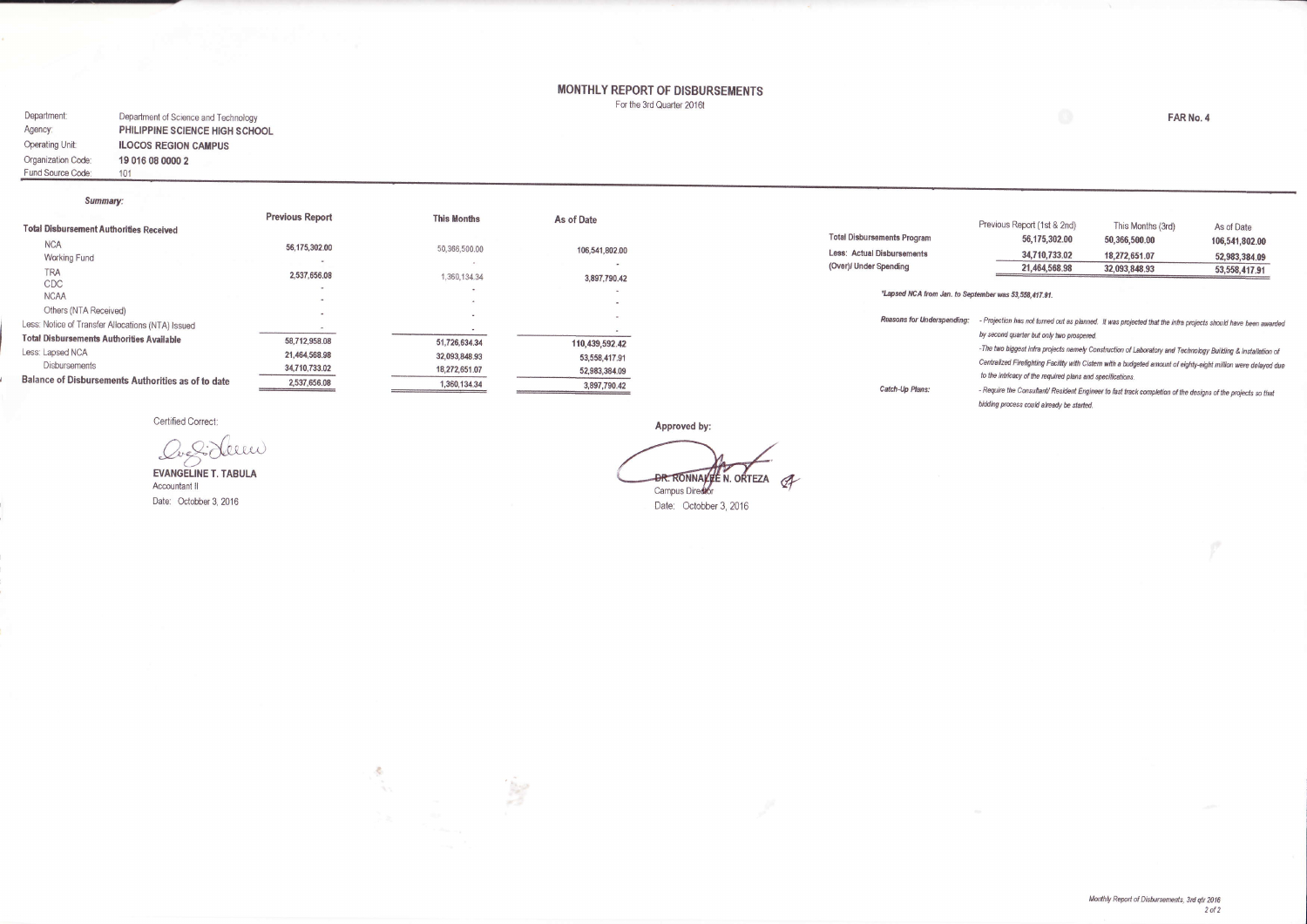# MONTHLY REPORT OF DISBURSEMENTS

For the 3rd Quarter 2016t

**FAR No. 4**

| | |
|---|---|
| Department: | Department of Science and Technology |
| Agency: | **PHILIPPINE SCIENCE HIGH SCHOOL** |
| Operating Unit: | **ILOCOS REGION CAMPUS** |
| Organization Code: | **19 016 08 0000 2** |
| Fund Source Code: | 101 |

***Summary:***

| | Previous Report | This Months | As of Date |
|---|---|---|---|
| **Total Disbursement Authorities Received** | | | |
| NCA | 56,175,302.00 | 50,366,500.00 | 106,541,802.00 |
| Working Fund | - | - | - |
| TRA | 2,537,656.08 | 1,360,134.34 | 3,897,790.42 |
| CDC | - | - | - |
| NCAA | - | - | - |
| Others (NTA Received) | - | - | - |
| Less: Notice of Transfer Allocations (NTA) Issued | - | - | - |
| **Total Disbursements Authorities Available** | 58,712,958.08 | 51,726,634.34 | 110,439,592.42 |
| Less: Lapsed NCA | 21,464,568.98 | 32,093,848.93 | 53,558,417.91 |
| Disbursements | 34,710,733.02 | 18,272,651.07 | 52,983,384.09 |
| **Balance of Disbursements Authorities as of to date** | 2,537,656.08 | 1,360,134.34 | 3,897,790.42 |

| | Previous Report (1st & 2nd) | This Months (3rd) | As of Date |
|---|---|---|---|
| **Total Disbursements Program** | **56,175,302.00** | **50,366,500.00** | **106,541,802.00** |
| **Less: Actual Disbursements** | **34,710,733.02** | **18,272,651.07** | **52,983,384.09** |
| **(Over)/ Under Spending** | **21,464,568.98** | **32,093,848.93** | **53,558,417.91** |

***\*Lapsed NCA from Jan. to September was 53,558,417.91.***

***Reasons for Underspending:*** *- Projection has not turned out as planned. It was projected that the infra projects should have been awarded by second quarter but only two prospered.*

*-The two biggest infra projects namely Construction of Laboratory and Technology Building & Installation of Centralized Firefighting Facility with Cistern with a budgeted amount of eighty-eight million were delayed due to the intricacy of the required plans and specifications.*

***Catch-Up Plans:*** *- Require the Consultant/ Resident Engineer to fast track completion of the designs of the projects so that bidding process could already be started.*

Certified Correct:

**EVANGELINE T. TABULA**
Accountant II
Date: October 3, 2016

**Approved by:**

**DR. RONNALEE N. ORTEZA**
Campus Director
Date: October 3, 2016

*Monthly Report of Disbursements, 3rd qtr 2016*